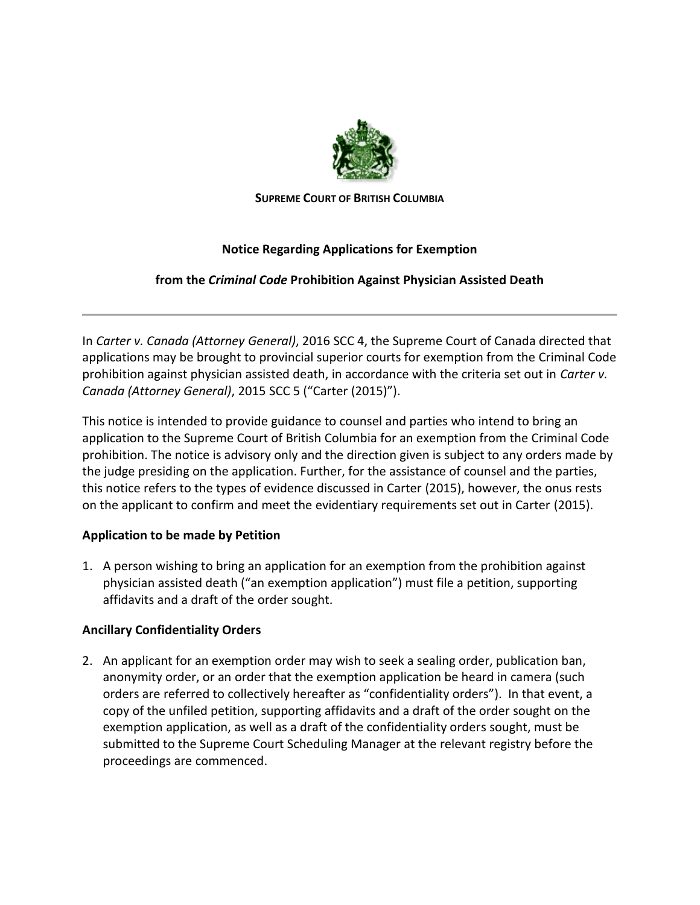**SUPREME COURT OF BRITISH COLUMBIA**

# Notice Regarding Applications for Exemption from the *Criminal Code* Prohibition Against Physician Assisted Death

---

In *Carter v. Canada (Attorney General)*, 2016 SCC 4, the Supreme Court of Canada directed that applications may be brought to provincial superior courts for exemption from the Criminal Code prohibition against physician assisted death, in accordance with the criteria set out in *Carter v. Canada (Attorney General)*, 2015 SCC 5 ("Carter (2015)").

This notice is intended to provide guidance to counsel and parties who intend to bring an application to the Supreme Court of British Columbia for an exemption from the Criminal Code prohibition. The notice is advisory only and the direction given is subject to any orders made by the judge presiding on the application. Further, for the assistance of counsel and the parties, this notice refers to the types of evidence discussed in Carter (2015), however, the onus rests on the applicant to confirm and meet the evidentiary requirements set out in Carter (2015).

## Application to be made by Petition

1. A person wishing to bring an application for an exemption from the prohibition against physician assisted death ("an exemption application") must file a petition, supporting affidavits and a draft of the order sought.

## Ancillary Confidentiality Orders

2. An applicant for an exemption order may wish to seek a sealing order, publication ban, anonymity order, or an order that the exemption application be heard in camera (such orders are referred to collectively hereafter as "confidentiality orders"). In that event, a copy of the unfiled petition, supporting affidavits and a draft of the order sought on the exemption application, as well as a draft of the confidentiality orders sought, must be submitted to the Supreme Court Scheduling Manager at the relevant registry before the proceedings are commenced.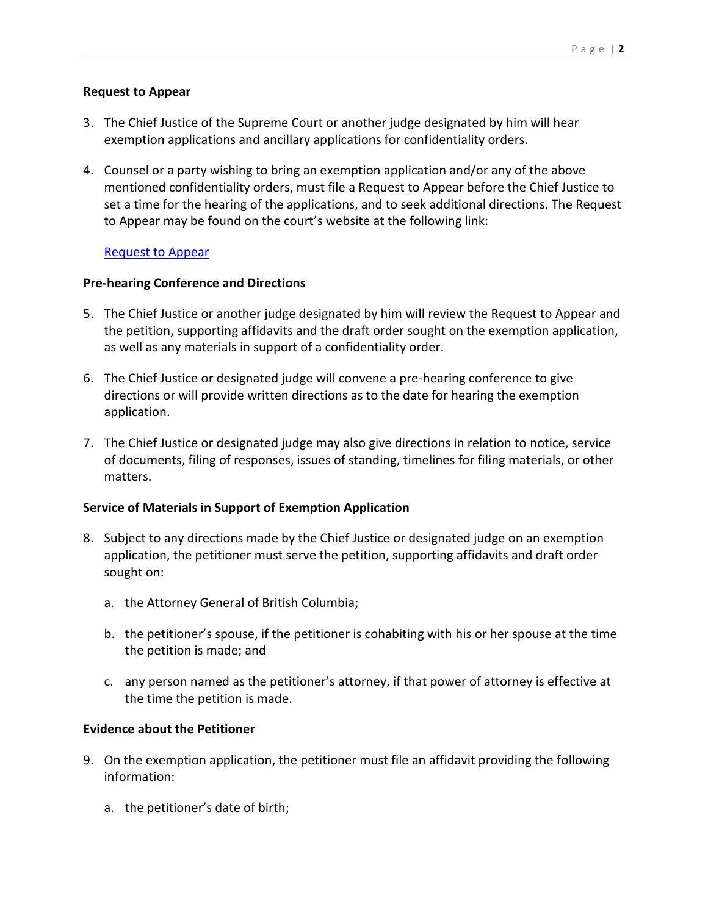**Request to Appear**

3. The Chief Justice of the Supreme Court or another judge designated by him will hear exemption applications and ancillary applications for confidentiality orders.

4. Counsel or a party wishing to bring an exemption application and/or any of the above mentioned confidentiality orders, must file a Request to Appear before the Chief Justice to set a time for the hearing of the applications, and to seek additional directions. The Request to Appear may be found on the court's website at the following link:

   [Request to Appear]

**Pre-hearing Conference and Directions**

5. The Chief Justice or another judge designated by him will review the Request to Appear and the petition, supporting affidavits and the draft order sought on the exemption application, as well as any materials in support of a confidentiality order.

6. The Chief Justice or designated judge will convene a pre-hearing conference to give directions or will provide written directions as to the date for hearing the exemption application.

7. The Chief Justice or designated judge may also give directions in relation to notice, service of documents, filing of responses, issues of standing, timelines for filing materials, or other matters.

**Service of Materials in Support of Exemption Application**

8. Subject to any directions made by the Chief Justice or designated judge on an exemption application, the petitioner must serve the petition, supporting affidavits and draft order sought on:

   a. the Attorney General of British Columbia;

   b. the petitioner's spouse, if the petitioner is cohabiting with his or her spouse at the time the petition is made; and

   c. any person named as the petitioner's attorney, if that power of attorney is effective at the time the petition is made.

**Evidence about the Petitioner**

9. On the exemption application, the petitioner must file an affidavit providing the following information:

   a. the petitioner's date of birth;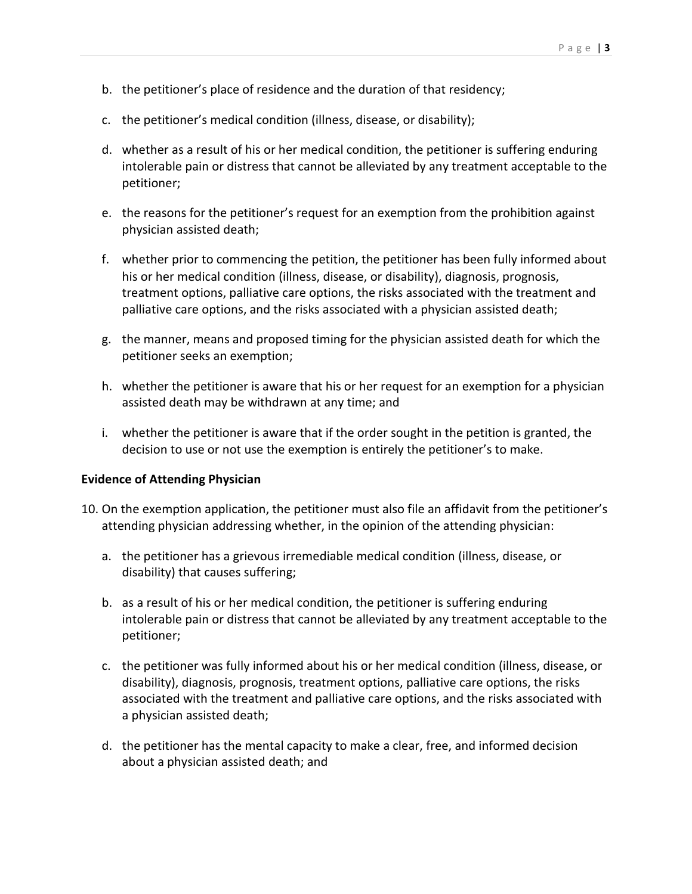b. the petitioner's place of residence and the duration of that residency;

c. the petitioner's medical condition (illness, disease, or disability);

d. whether as a result of his or her medical condition, the petitioner is suffering enduring intolerable pain or distress that cannot be alleviated by any treatment acceptable to the petitioner;

e. the reasons for the petitioner's request for an exemption from the prohibition against physician assisted death;

f. whether prior to commencing the petition, the petitioner has been fully informed about his or her medical condition (illness, disease, or disability), diagnosis, prognosis, treatment options, palliative care options, the risks associated with the treatment and palliative care options, and the risks associated with a physician assisted death;

g. the manner, means and proposed timing for the physician assisted death for which the petitioner seeks an exemption;

h. whether the petitioner is aware that his or her request for an exemption for a physician assisted death may be withdrawn at any time; and

i. whether the petitioner is aware that if the order sought in the petition is granted, the decision to use or not use the exemption is entirely the petitioner's to make.

**Evidence of Attending Physician**

10. On the exemption application, the petitioner must also file an affidavit from the petitioner's attending physician addressing whether, in the opinion of the attending physician:

    a. the petitioner has a grievous irremediable medical condition (illness, disease, or disability) that causes suffering;

    b. as a result of his or her medical condition, the petitioner is suffering enduring intolerable pain or distress that cannot be alleviated by any treatment acceptable to the petitioner;

    c. the petitioner was fully informed about his or her medical condition (illness, disease, or disability), diagnosis, prognosis, treatment options, palliative care options, the risks associated with the treatment and palliative care options, and the risks associated with a physician assisted death;

    d. the petitioner has the mental capacity to make a clear, free, and informed decision about a physician assisted death; and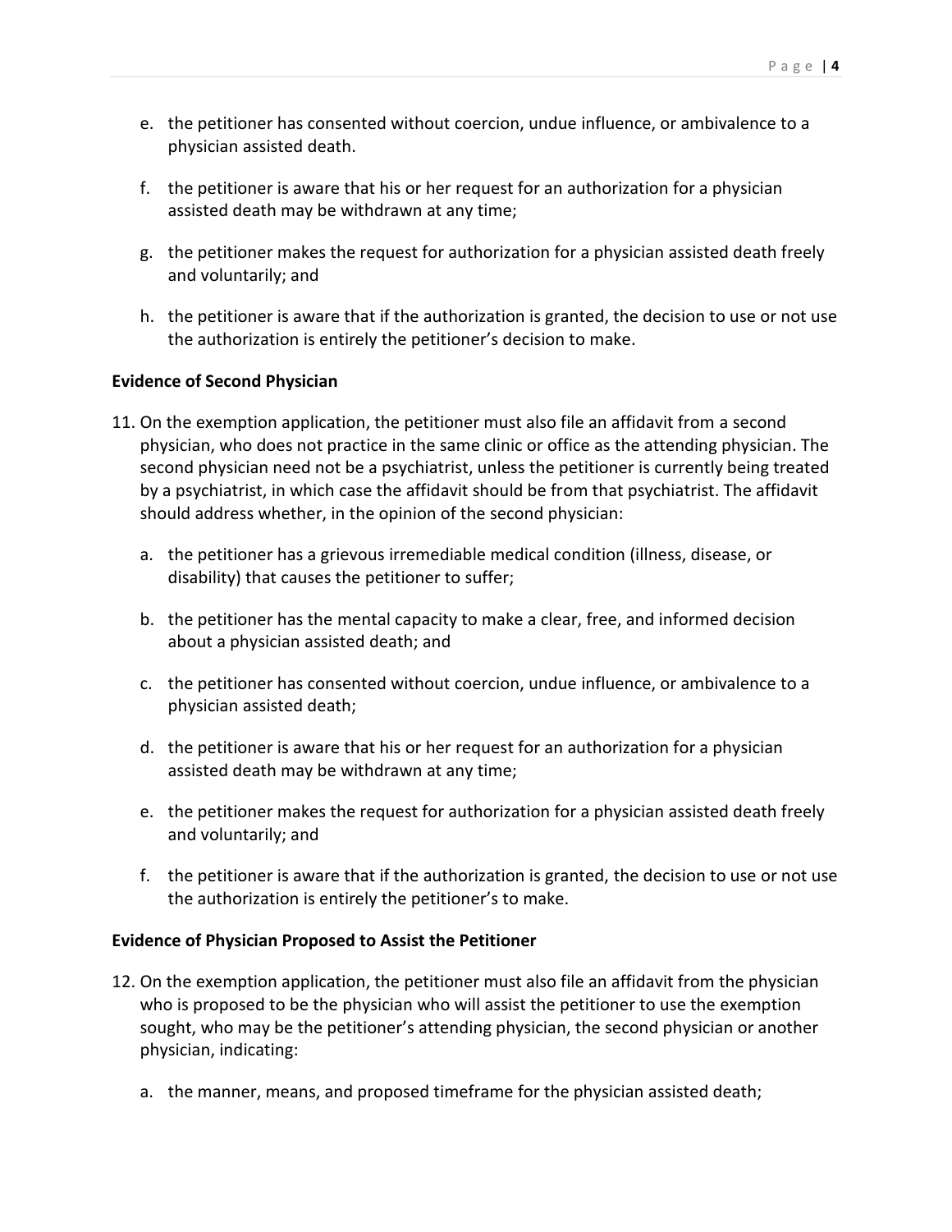e. the petitioner has consented without coercion, undue influence, or ambivalence to a physician assisted death.

f. the petitioner is aware that his or her request for an authorization for a physician assisted death may be withdrawn at any time;

g. the petitioner makes the request for authorization for a physician assisted death freely and voluntarily; and

h. the petitioner is aware that if the authorization is granted, the decision to use or not use the authorization is entirely the petitioner's decision to make.

**Evidence of Second Physician**

11. On the exemption application, the petitioner must also file an affidavit from a second physician, who does not practice in the same clinic or office as the attending physician. The second physician need not be a psychiatrist, unless the petitioner is currently being treated by a psychiatrist, in which case the affidavit should be from that psychiatrist. The affidavit should address whether, in the opinion of the second physician:

    a. the petitioner has a grievous irremediable medical condition (illness, disease, or disability) that causes the petitioner to suffer;

    b. the petitioner has the mental capacity to make a clear, free, and informed decision about a physician assisted death; and

    c. the petitioner has consented without coercion, undue influence, or ambivalence to a physician assisted death;

    d. the petitioner is aware that his or her request for an authorization for a physician assisted death may be withdrawn at any time;

    e. the petitioner makes the request for authorization for a physician assisted death freely and voluntarily; and

    f. the petitioner is aware that if the authorization is granted, the decision to use or not use the authorization is entirely the petitioner's to make.

**Evidence of Physician Proposed to Assist the Petitioner**

12. On the exemption application, the petitioner must also file an affidavit from the physician who is proposed to be the physician who will assist the petitioner to use the exemption sought, who may be the petitioner's attending physician, the second physician or another physician, indicating:

    a. the manner, means, and proposed timeframe for the physician assisted death;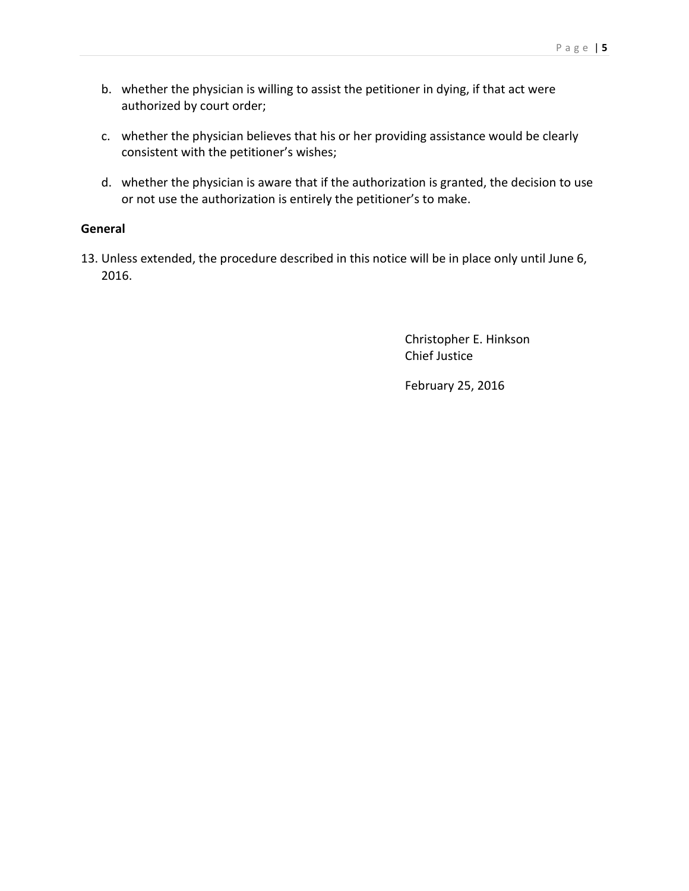b. whether the physician is willing to assist the petitioner in dying, if that act were authorized by court order;

c. whether the physician believes that his or her providing assistance would be clearly consistent with the petitioner's wishes;

d. whether the physician is aware that if the authorization is granted, the decision to use or not use the authorization is entirely the petitioner's to make.

**General**

13. Unless extended, the procedure described in this notice will be in place only until June 6, 2016.

Christopher E. Hinkson
Chief Justice

February 25, 2016